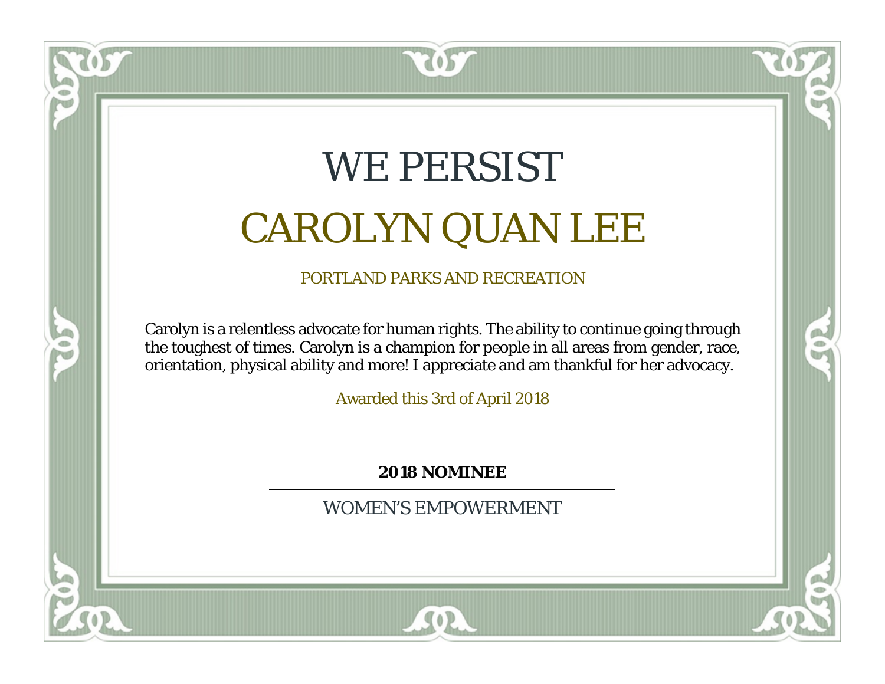# WE PERSIST

## CAROLYN QUAN LEE

PORTLAND PARKS AND RECREATION

Carolyn is a relentless advocate for human rights. The ability to continue going through the toughest of times. Carolyn is a champion for people in all areas from gender, race, orientation, physical ability and more! I appreciate and am thankful for her advocacy.

Awarded this 3rd of April 2018

**2018 NOMINEE**

WOMEN'S EMPOWERMENT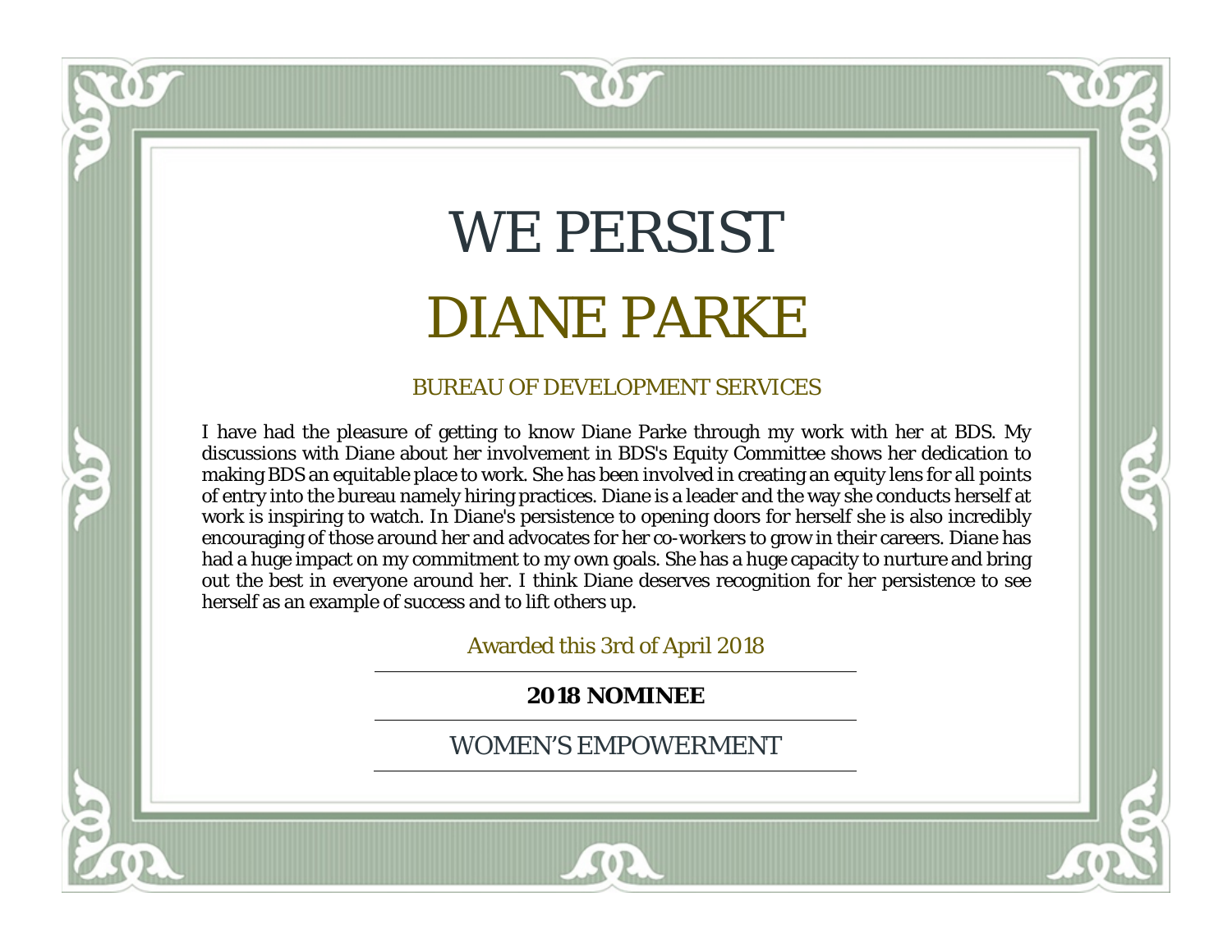# WE PERSIST

# DIANE PARKE

BUREAU OF DEVELOPMENT SERVICES

I have had the pleasure of getting to know Diane Parke through my work with her at BDS. My discussions with Diane about her involvement in BDS's Equity Committee shows her dedication to making BDS an equitable place to work. She has been involved in creating an equity lens for all points of entry into the bureau namely hiring practices. Diane is a leader and the way she conducts herself at work is inspiring to watch. In Diane's persistence to opening doors for herself she is also incredibly encouraging of those around her and advocates for her co-workers to grow in their careers. Diane has had a huge impact on my commitment to my own goals. She has a huge capacity to nurture and bring out the best in everyone around her. I think Diane deserves recognition for her persistence to see herself as an example of success and to lift others up.

Awarded this 3rd of April 2018

**2018 NOMINEE**

WOMEN'S EMPOWERMENT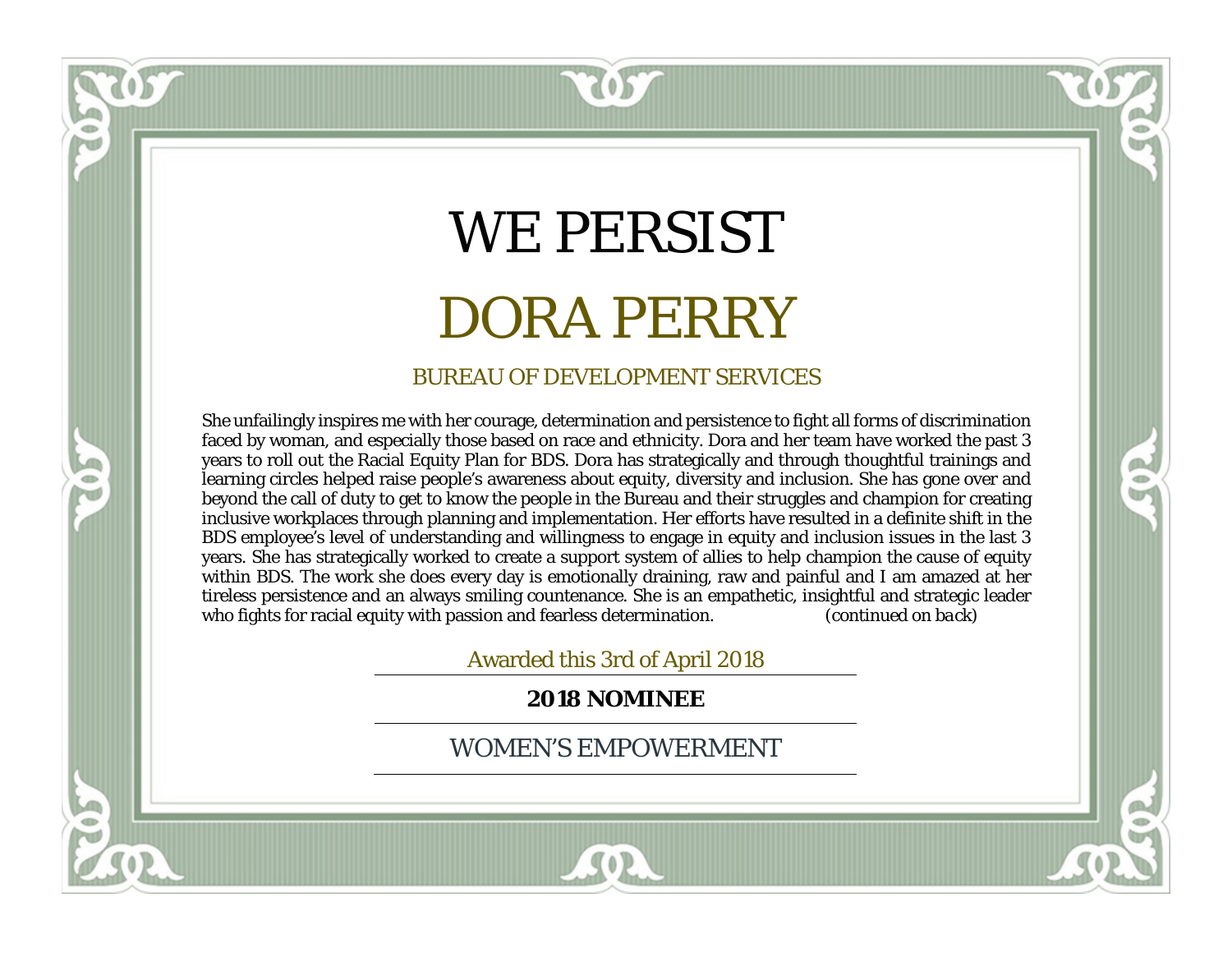# WE PERSIST

## DORA PERRY

### BUREAU OF DEVELOPMENT SERVICES

She unfailingly inspires me with her courage, determination and persistence to fight all forms of discrimination faced by woman, and especially those based on race and ethnicity. Dora and her team have worked the past 3 years to roll out the Racial Equity Plan for BDS. Dora has strategically and through thoughtful trainings and learning circles helped raise people's awareness about equity, diversity and inclusion. She has gone over and beyond the call of duty to get to know the people in the Bureau and their struggles and champion for creating inclusive workplaces through planning and implementation. Her efforts have resulted in a definite shift in the BDS employee's level of understanding and willingness to engage in equity and inclusion issues in the last 3 years. She has strategically worked to create a support system of allies to help champion the cause of equity within BDS. The work she does every day is emotionally draining, raw and painful and I am amazed at her tireless persistence and an always smiling countenance. She is an empathetic, insightful and strategic leader who fights for racial equity with passion and fearless determination. *(continued on back)*

Awarded this 3rd of April 2018

**2018 NOMINEE**

WOMEN'S EMPOWERMENT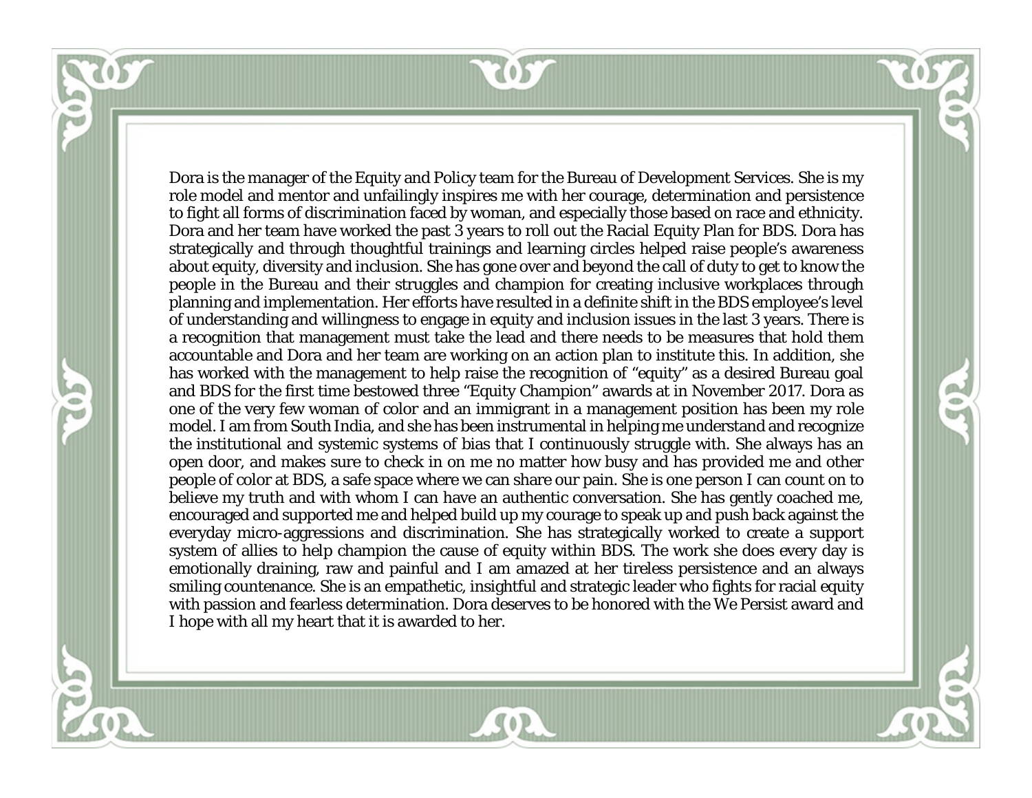Dora is the manager of the Equity and Policy team for the Bureau of Development Services. She is my role model and mentor and unfailingly inspires me with her courage, determination and persistence to fight all forms of discrimination faced by woman, and especially those based on race and ethnicity. Dora and her team have worked the past 3 years to roll out the Racial Equity Plan for BDS. Dora has strategically and through thoughtful trainings and learning circles helped raise people's awareness about equity, diversity and inclusion. She has gone over and beyond the call of duty to get to know the people in the Bureau and their struggles and champion for creating inclusive workplaces through planning and implementation. Her efforts have resulted in a definite shift in the BDS employee's level of understanding and willingness to engage in equity and inclusion issues in the last 3 years. There is a recognition that management must take the lead and there needs to be measures that hold them accountable and Dora and her team are working on an action plan to institute this. In addition, she has worked with the management to help raise the recognition of "equity" as a desired Bureau goal and BDS for the first time bestowed three "Equity Champion" awards at in November 2017. Dora as one of the very few woman of color and an immigrant in a management position has been my role model. I am from South India, and she has been instrumental in helping me understand and recognize the institutional and systemic systems of bias that I continuously struggle with. She always has an open door, and makes sure to check in on me no matter how busy and has provided me and other people of color at BDS, a safe space where we can share our pain. She is one person I can count on to believe my truth and with whom I can have an authentic conversation. She has gently coached me, encouraged and supported me and helped build up my courage to speak up and push back against the everyday micro-aggressions and discrimination. She has strategically worked to create a support system of allies to help champion the cause of equity within BDS. The work she does every day is emotionally draining, raw and painful and I am amazed at her tireless persistence and an always smiling countenance. She is an empathetic, insightful and strategic leader who fights for racial equity with passion and fearless determination. Dora deserves to be honored with the We Persist award and I hope with all my heart that it is awarded to her.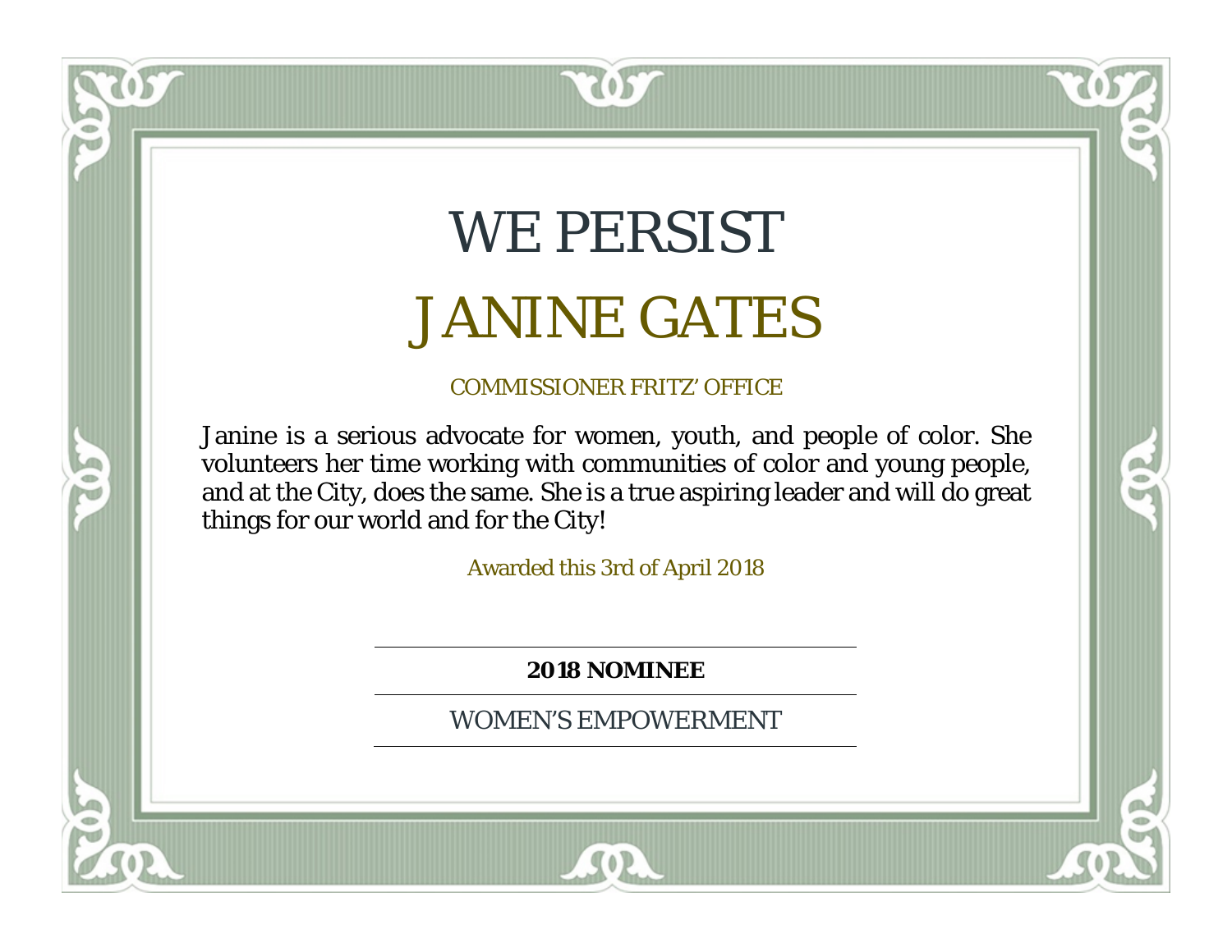# WE PERSIST

# JANINE GATES

COMMISSIONER FRITZ' OFFICE

Janine is a serious advocate for women, youth, and people of color. She volunteers her time working with communities of color and young people, and at the City, does the same. She is a true aspiring leader and will do great things for our world and for the City!

Awarded this 3rd of April 2018

**2018 NOMINEE**

WOMEN'S EMPOWERMENT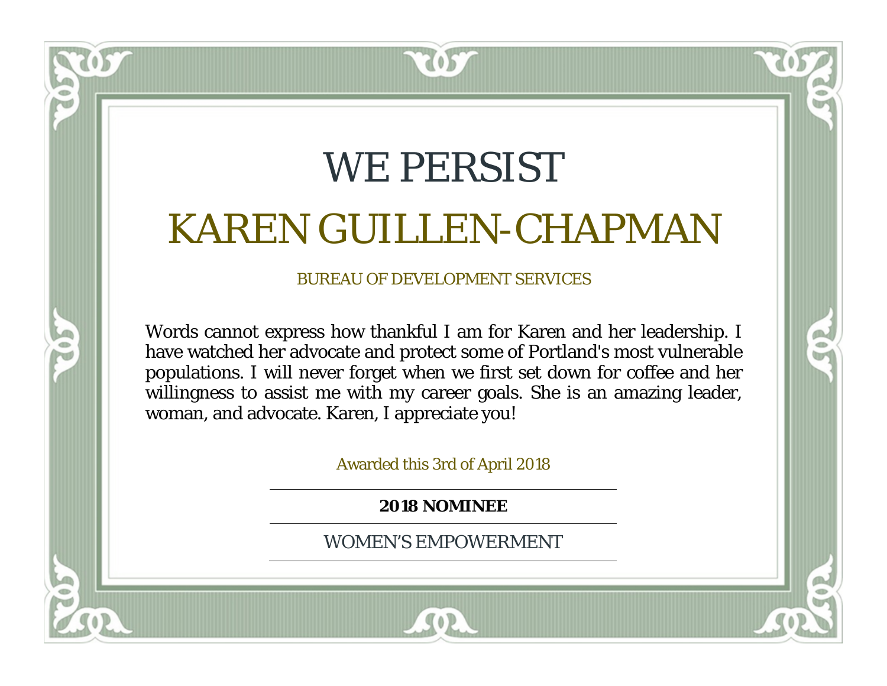# WE PERSIST

# KAREN GUILLEN-CHAPMAN

BUREAU OF DEVELOPMENT SERVICES

Words cannot express how thankful I am for Karen and her leadership. I have watched her advocate and protect some of Portland's most vulnerable populations. I will never forget when we first set down for coffee and her willingness to assist me with my career goals. She is an amazing leader, woman, and advocate. Karen, I appreciate you!

Awarded this 3rd of April 2018

**2018 NOMINEE**

WOMEN'S EMPOWERMENT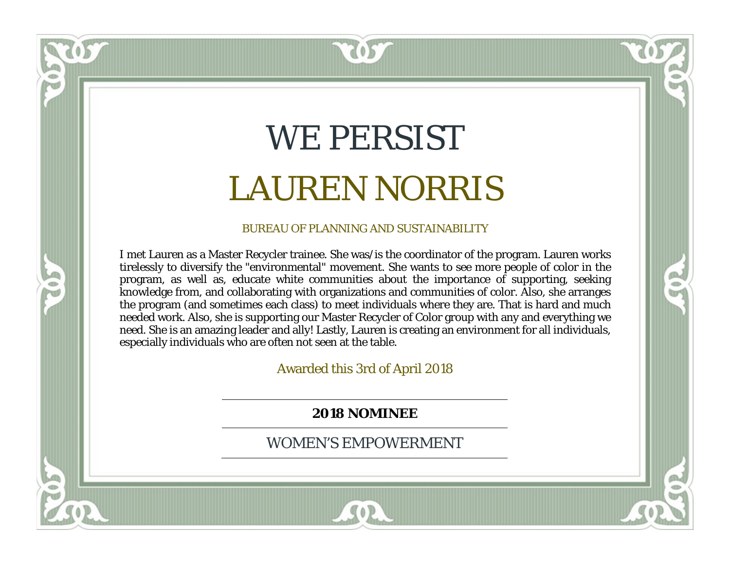# WE PERSIST

## LAUREN NORRIS

BUREAU OF PLANNING AND SUSTAINABILITY

I met Lauren as a Master Recycler trainee. She was/is the coordinator of the program. Lauren works tirelessly to diversify the "environmental" movement. She wants to see more people of color in the program, as well as, educate white communities about the importance of supporting, seeking knowledge from, and collaborating with organizations and communities of color. Also, she arranges the program (and sometimes each class) to meet individuals where they are. That is hard and much needed work. Also, she is supporting our Master Recycler of Color group with any and everything we need. She is an amazing leader and ally! Lastly, Lauren is creating an environment for all individuals, especially individuals who are often not seen at the table.

Awarded this 3rd of April 2018

**2018 NOMINEE**

WOMEN'S EMPOWERMENT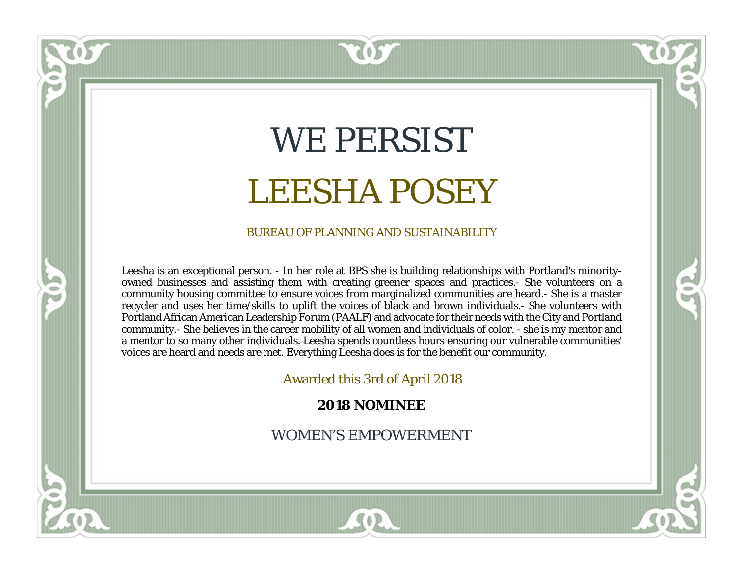# WE PERSIST

# LEESHA POSEY

BUREAU OF PLANNING AND SUSTAINABILITY

Leesha is an exceptional person. - In her role at BPS she is building relationships with Portland's minority-owned businesses and assisting them with creating greener spaces and practices.- She volunteers on a community housing committee to ensure voices from marginalized communities are heard.- She is a master recycler and uses her time/skills to uplift the voices of black and brown individuals.- She volunteers with Portland African American Leadership Forum (PAALF) and advocate for their needs with the City and Portland community.- She believes in the career mobility of all women and individuals of color. - she is my mentor and a mentor to so many other individuals. Leesha spends countless hours ensuring our vulnerable communities' voices are heard and needs are met. Everything Leesha does is for the benefit our community.

.Awarded this 3rd of April 2018

**2018 NOMINEE**

WOMEN'S EMPOWERMENT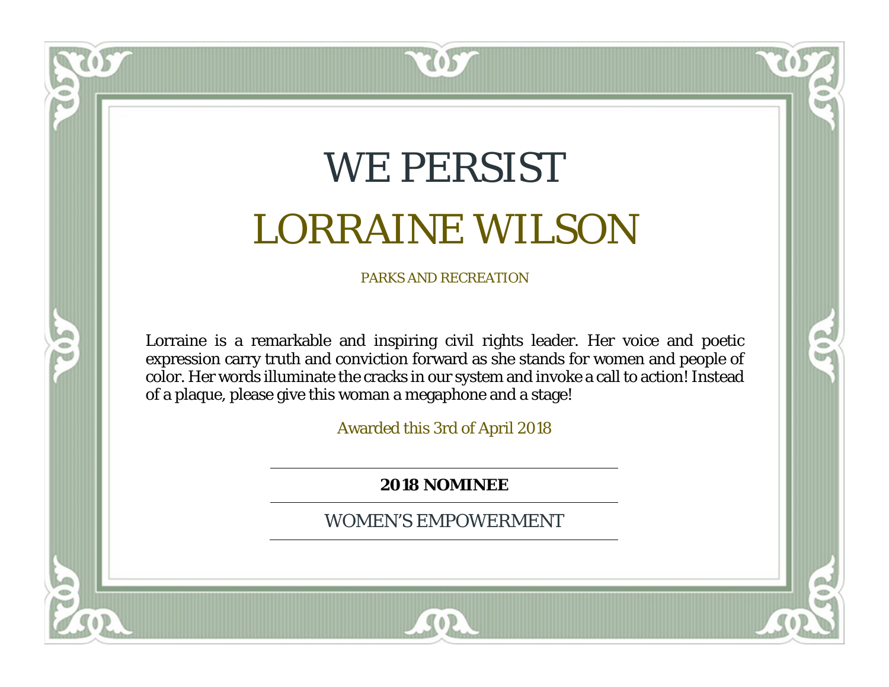# WE PERSIST

## LORRAINE WILSON

PARKS AND RECREATION

Lorraine is a remarkable and inspiring civil rights leader. Her voice and poetic expression carry truth and conviction forward as she stands for women and people of color. Her words illuminate the cracks in our system and invoke a call to action! Instead of a plaque, please give this woman a megaphone and a stage!

Awarded this 3rd of April 2018

**2018 NOMINEE**

WOMEN'S EMPOWERMENT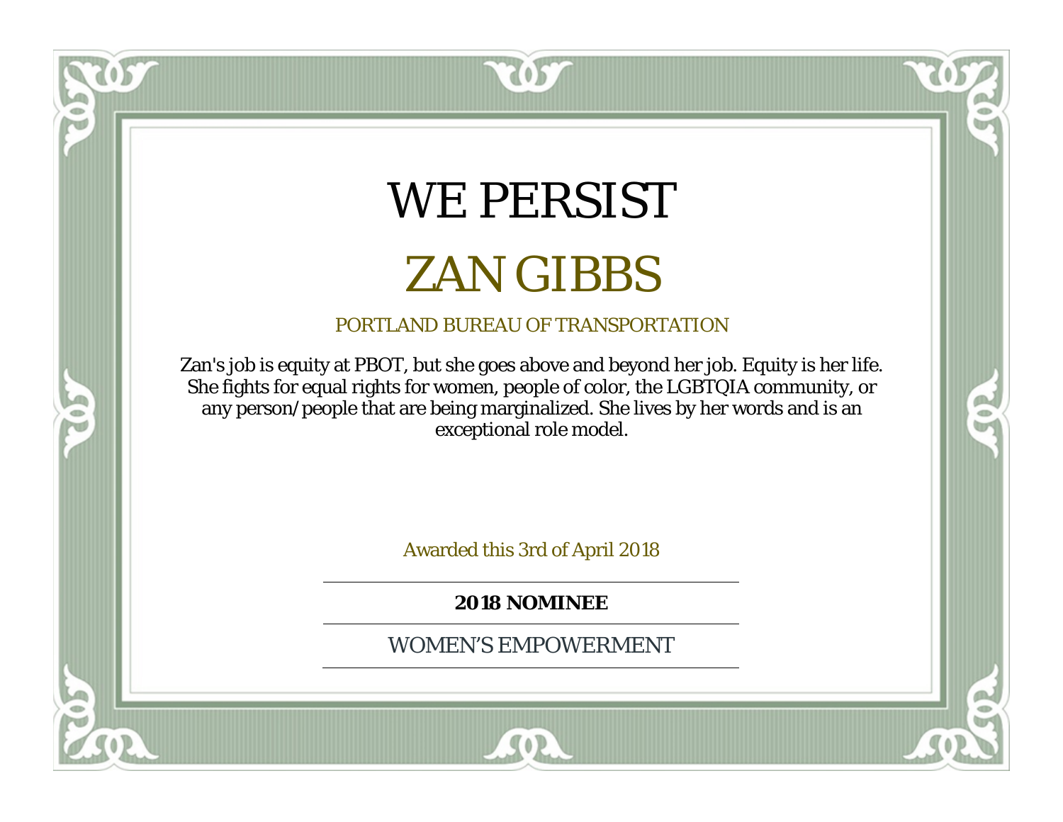# WE PERSIST

## ZAN GIBBS

PORTLAND BUREAU OF TRANSPORTATION

Zan's job is equity at PBOT, but she goes above and beyond her job. Equity is her life. She fights for equal rights for women, people of color, the LGBTQIA community, or any person/people that are being marginalized. She lives by her words and is an exceptional role model.

Awarded this 3rd of April 2018

**2018 NOMINEE**

WOMEN'S EMPOWERMENT